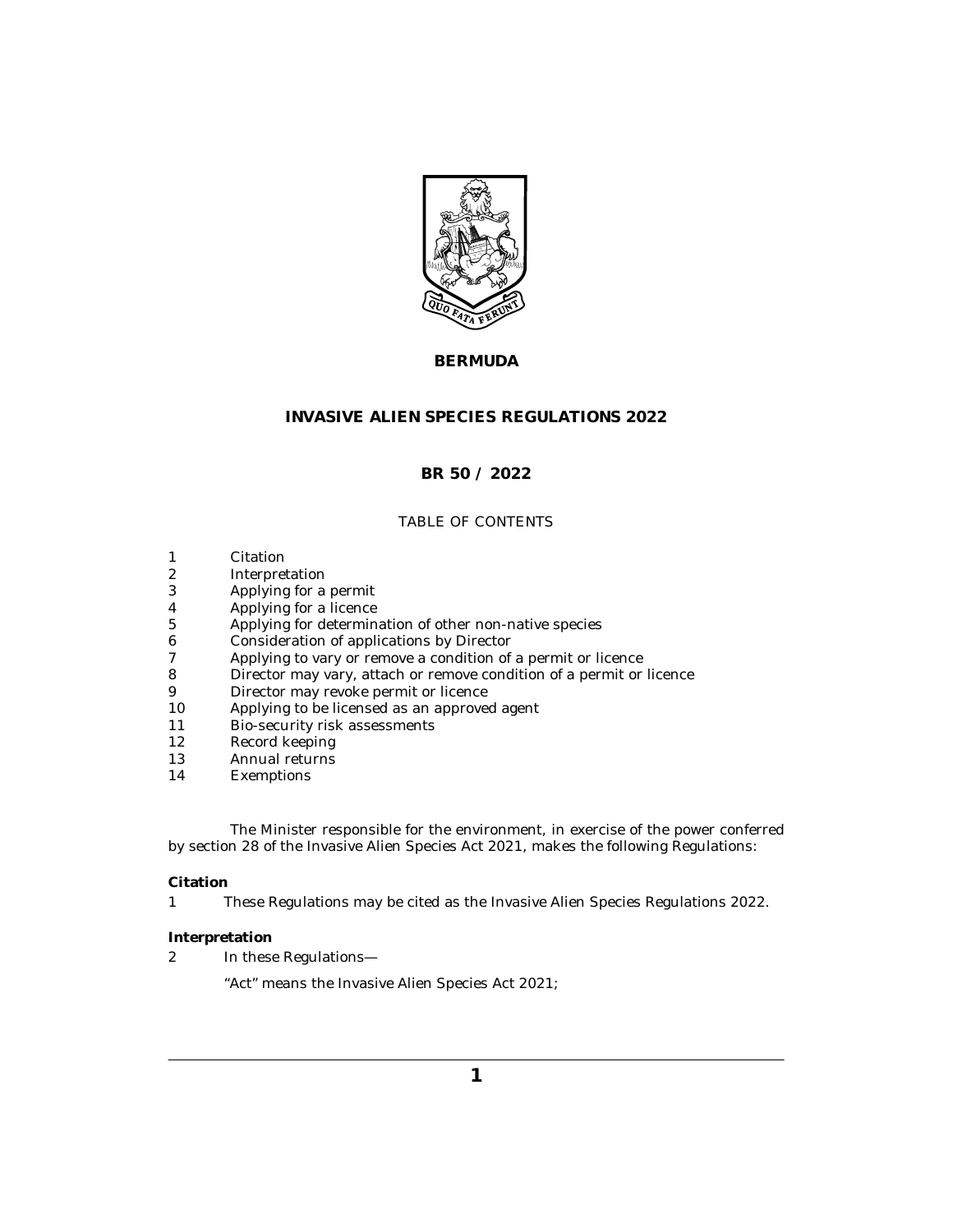# BERMUDA

# INVASIVE ALIEN SPECIES REGULATIONS 2022

## BR 50 / 2022

TABLE OF CONTENTS

1 Citation
2 Interpretation
3 Applying for a permit
4 Applying for a licence
5 Applying for determination of other non-native species
6 Consideration of applications by Director
7 Applying to vary or remove a condition of a permit or licence
8 Director may vary, attach or remove condition of a permit or licence
9 Director may revoke permit or licence
10 Applying to be licensed as an approved agent
11 Bio-security risk assessments
12 Record keeping
13 Annual returns
14 Exemptions

The Minister responsible for the environment, in exercise of the power conferred by section 28 of the Invasive Alien Species Act 2021, makes the following Regulations:

**Citation**

1 These Regulations may be cited as the Invasive Alien Species Regulations 2022.

**Interpretation**

2 In these Regulations—

"Act" means the Invasive Alien Species Act 2021;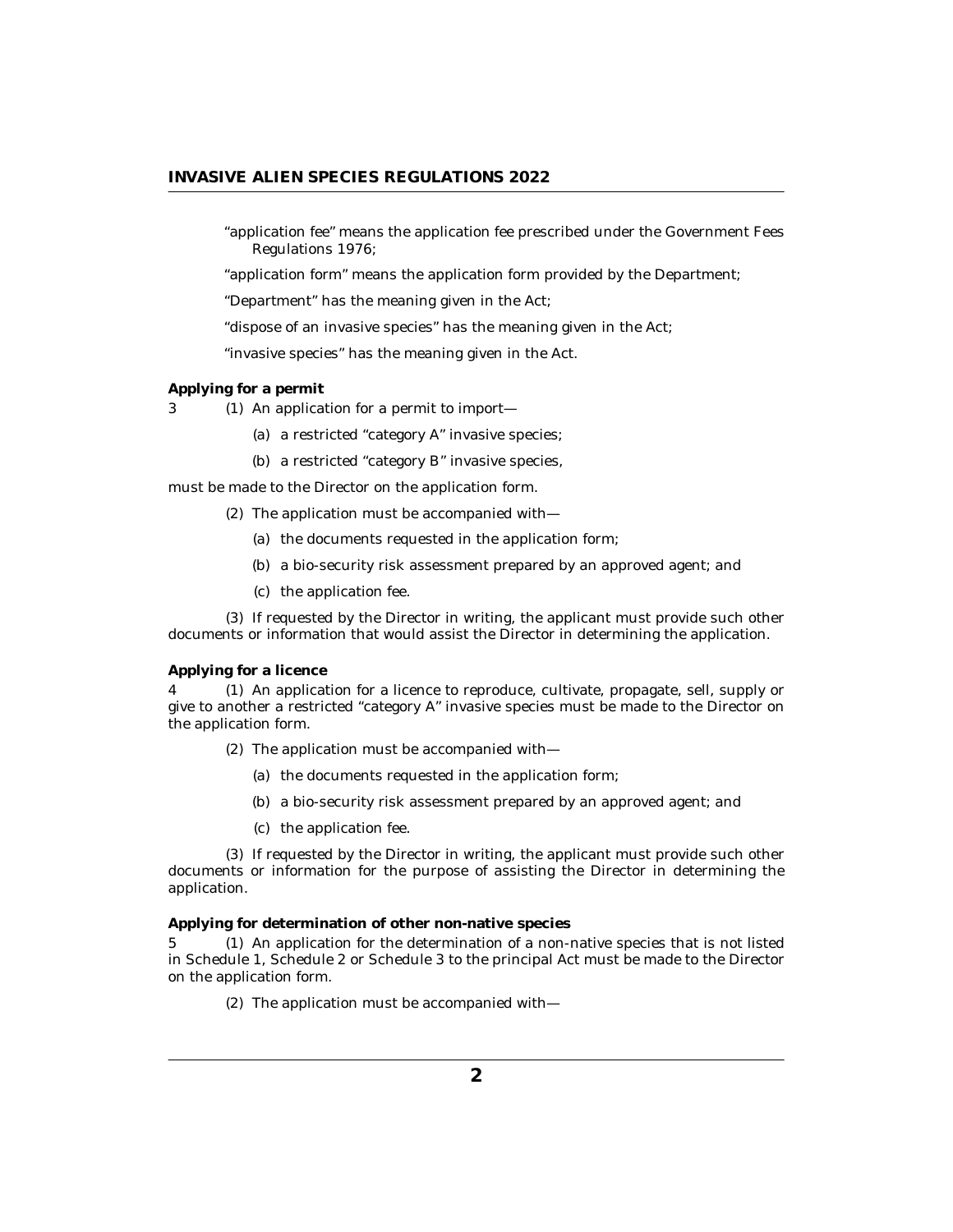"application fee" means the application fee prescribed under the Government Fees Regulations 1976;

"application form" means the application form provided by the Department;

"Department" has the meaning given in the Act;

"dispose of an invasive species" has the meaning given in the Act;

"invasive species" has the meaning given in the Act.

**Applying for a permit**

3 (1) An application for a permit to import—

(a) a restricted "category A" invasive species;

(b) a restricted "category B" invasive species,

must be made to the Director on the application form.

(2) The application must be accompanied with—

(a) the documents requested in the application form;

(b) a bio-security risk assessment prepared by an approved agent; and

(c) the application fee.

(3) If requested by the Director in writing, the applicant must provide such other documents or information that would assist the Director in determining the application.

**Applying for a licence**

4 (1) An application for a licence to reproduce, cultivate, propagate, sell, supply or give to another a restricted "category A" invasive species must be made to the Director on the application form.

(2) The application must be accompanied with—

(a) the documents requested in the application form;

(b) a bio-security risk assessment prepared by an approved agent; and

(c) the application fee.

(3) If requested by the Director in writing, the applicant must provide such other documents or information for the purpose of assisting the Director in determining the application.

**Applying for determination of other non-native species**

5 (1) An application for the determination of a non-native species that is not listed in Schedule 1, Schedule 2 or Schedule 3 to the principal Act must be made to the Director on the application form.

(2) The application must be accompanied with—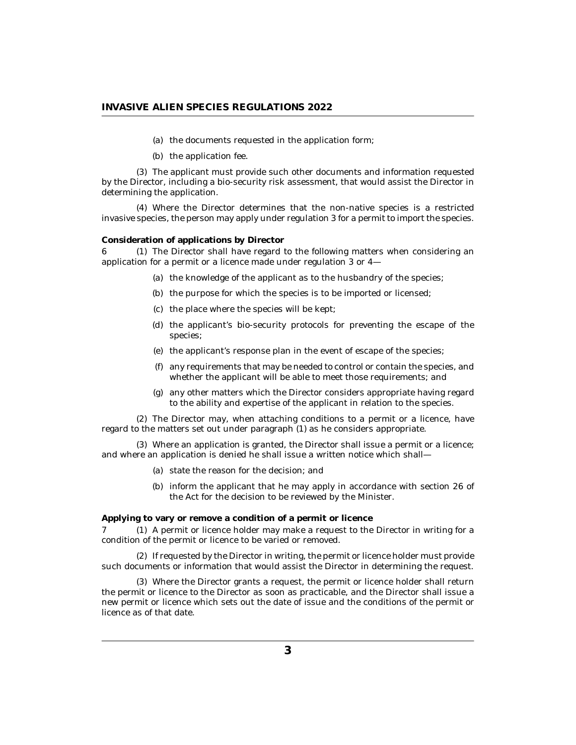(a) the documents requested in the application form;

(b) the application fee.

(3) The applicant must provide such other documents and information requested by the Director, including a bio-security risk assessment, that would assist the Director in determining the application.

(4) Where the Director determines that the non-native species is a restricted invasive species, the person may apply under regulation 3 for a permit to import the species.

**Consideration of applications by Director**

6 (1) The Director shall have regard to the following matters when considering an application for a permit or a licence made under regulation 3 or 4—

(a) the knowledge of the applicant as to the husbandry of the species;

(b) the purpose for which the species is to be imported or licensed;

(c) the place where the species will be kept;

(d) the applicant's bio-security protocols for preventing the escape of the species;

(e) the applicant's response plan in the event of escape of the species;

(f) any requirements that may be needed to control or contain the species, and whether the applicant will be able to meet those requirements; and

(g) any other matters which the Director considers appropriate having regard to the ability and expertise of the applicant in relation to the species.

(2) The Director may, when attaching conditions to a permit or a licence, have regard to the matters set out under paragraph (1) as he considers appropriate.

(3) Where an application is granted, the Director shall issue a permit or a licence; and where an application is denied he shall issue a written notice which shall—

(a) state the reason for the decision; and

(b) inform the applicant that he may apply in accordance with section 26 of the Act for the decision to be reviewed by the Minister.

**Applying to vary or remove a condition of a permit or licence**

7 (1) A permit or licence holder may make a request to the Director in writing for a condition of the permit or licence to be varied or removed.

(2) If requested by the Director in writing, the permit or licence holder must provide such documents or information that would assist the Director in determining the request.

(3) Where the Director grants a request, the permit or licence holder shall return the permit or licence to the Director as soon as practicable, and the Director shall issue a new permit or licence which sets out the date of issue and the conditions of the permit or licence as of that date.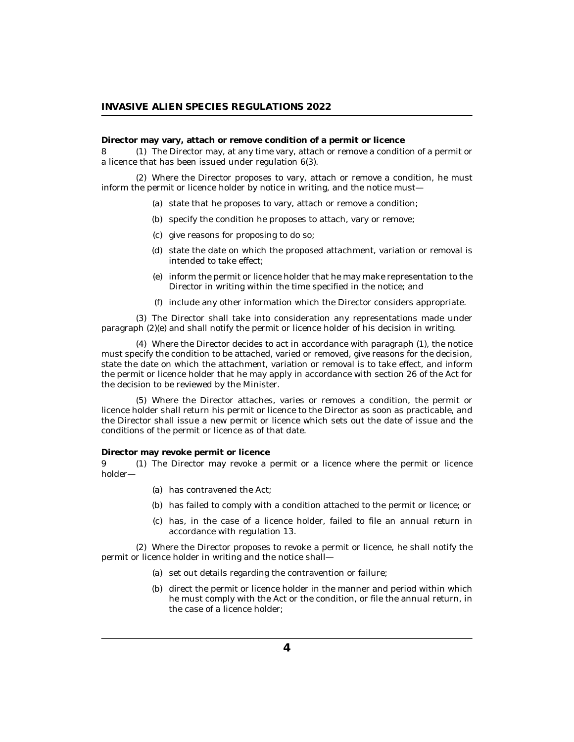**Director may vary, attach or remove condition of a permit or licence**

8 (1) The Director may, at any time vary, attach or remove a condition of a permit or a licence that has been issued under regulation 6(3).

(2) Where the Director proposes to vary, attach or remove a condition, he must inform the permit or licence holder by notice in writing, and the notice must—

(a) state that he proposes to vary, attach or remove a condition;

(b) specify the condition he proposes to attach, vary or remove;

(c) give reasons for proposing to do so;

(d) state the date on which the proposed attachment, variation or removal is intended to take effect;

(e) inform the permit or licence holder that he may make representation to the Director in writing within the time specified in the notice; and

(f) include any other information which the Director considers appropriate.

(3) The Director shall take into consideration any representations made under paragraph (2)(e) and shall notify the permit or licence holder of his decision in writing.

(4) Where the Director decides to act in accordance with paragraph (1), the notice must specify the condition to be attached, varied or removed, give reasons for the decision, state the date on which the attachment, variation or removal is to take effect, and inform the permit or licence holder that he may apply in accordance with section 26 of the Act for the decision to be reviewed by the Minister.

(5) Where the Director attaches, varies or removes a condition, the permit or licence holder shall return his permit or licence to the Director as soon as practicable, and the Director shall issue a new permit or licence which sets out the date of issue and the conditions of the permit or licence as of that date.

**Director may revoke permit or licence**

9 (1) The Director may revoke a permit or a licence where the permit or licence holder—

(a) has contravened the Act;

(b) has failed to comply with a condition attached to the permit or licence; or

(c) has, in the case of a licence holder, failed to file an annual return in accordance with regulation 13.

(2) Where the Director proposes to revoke a permit or licence, he shall notify the permit or licence holder in writing and the notice shall—

(a) set out details regarding the contravention or failure;

(b) direct the permit or licence holder in the manner and period within which he must comply with the Act or the condition, or file the annual return, in the case of a licence holder;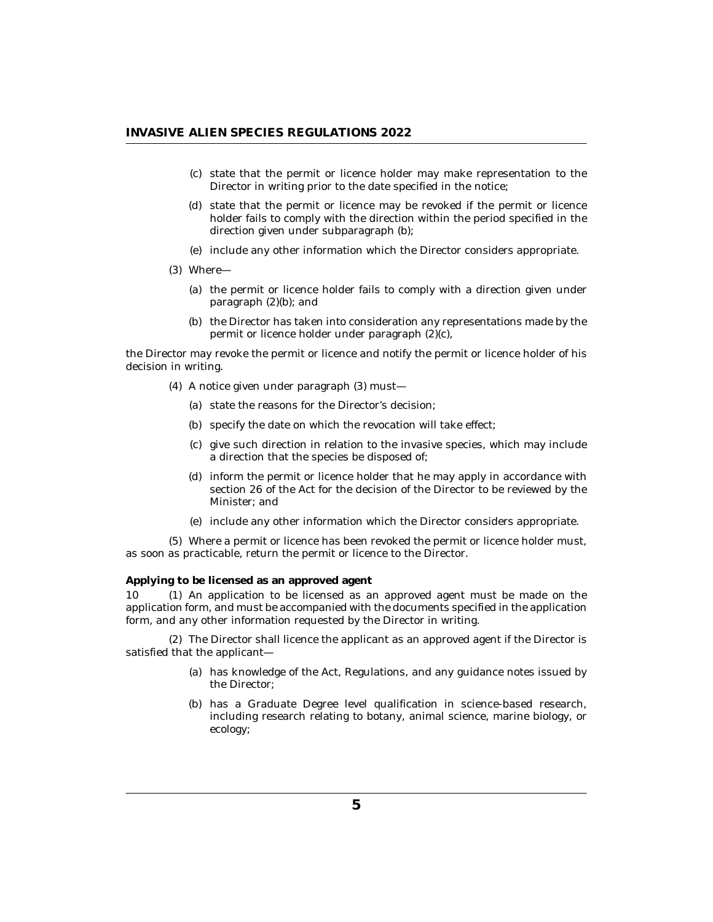(c) state that the permit or licence holder may make representation to the Director in writing prior to the date specified in the notice;

(d) state that the permit or licence may be revoked if the permit or licence holder fails to comply with the direction within the period specified in the direction given under subparagraph (b);

(e) include any other information which the Director considers appropriate.

(3) Where—

(a) the permit or licence holder fails to comply with a direction given under paragraph (2)(b); and

(b) the Director has taken into consideration any representations made by the permit or licence holder under paragraph (2)(c),

the Director may revoke the permit or licence and notify the permit or licence holder of his decision in writing.

(4) A notice given under paragraph (3) must—

(a) state the reasons for the Director's decision;

(b) specify the date on which the revocation will take effect;

(c) give such direction in relation to the invasive species, which may include a direction that the species be disposed of;

(d) inform the permit or licence holder that he may apply in accordance with section 26 of the Act for the decision of the Director to be reviewed by the Minister; and

(e) include any other information which the Director considers appropriate.

(5) Where a permit or licence has been revoked the permit or licence holder must, as soon as practicable, return the permit or licence to the Director.

**Applying to be licensed as an approved agent**

10 (1) An application to be licensed as an approved agent must be made on the application form, and must be accompanied with the documents specified in the application form, and any other information requested by the Director in writing.

(2) The Director shall licence the applicant as an approved agent if the Director is satisfied that the applicant—

(a) has knowledge of the Act, Regulations, and any guidance notes issued by the Director;

(b) has a Graduate Degree level qualification in science-based research, including research relating to botany, animal science, marine biology, or ecology;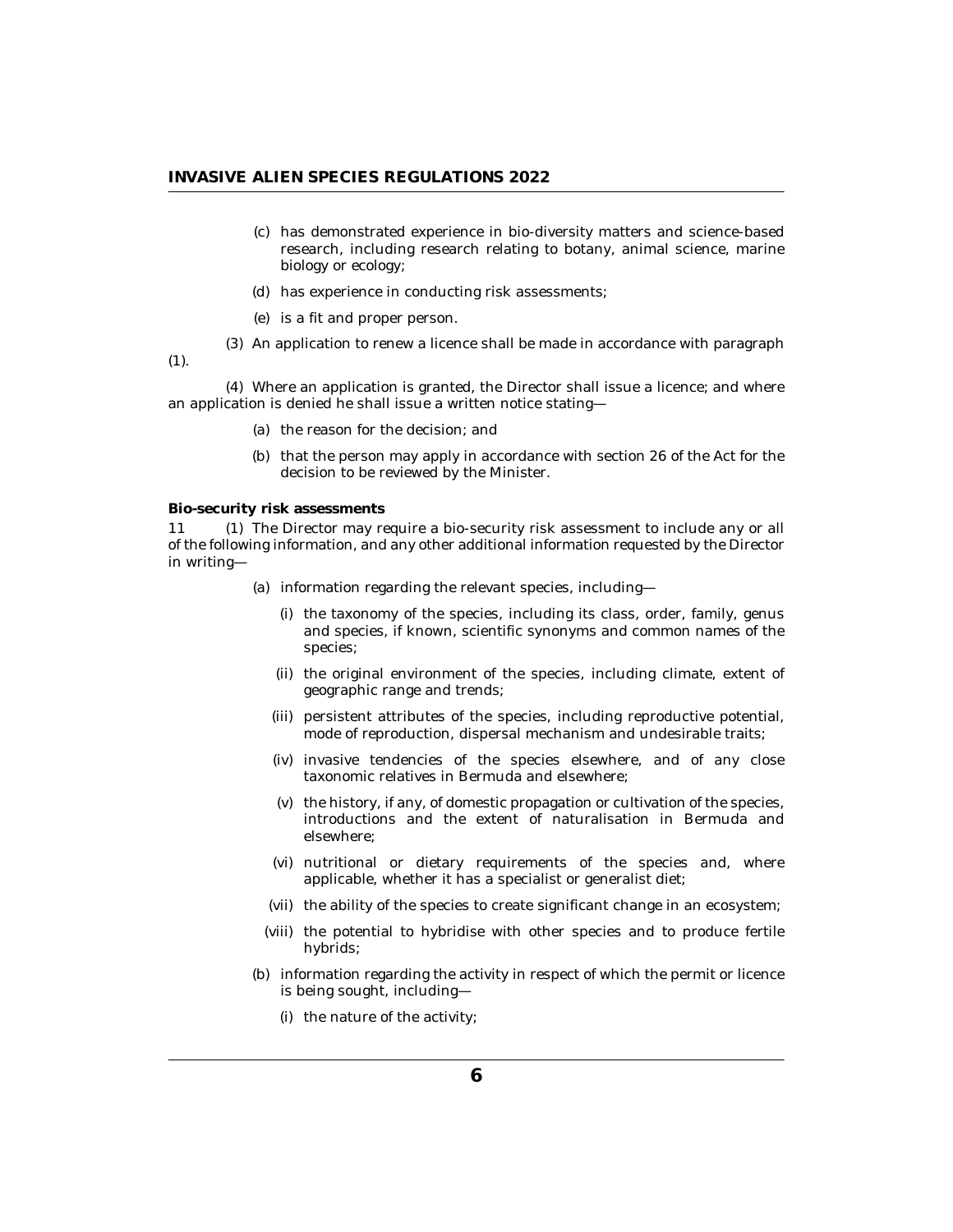(c) has demonstrated experience in bio-diversity matters and science-based research, including research relating to botany, animal science, marine biology or ecology;

(d) has experience in conducting risk assessments;

(e) is a fit and proper person.

(3) An application to renew a licence shall be made in accordance with paragraph (1).

(4) Where an application is granted, the Director shall issue a licence; and where an application is denied he shall issue a written notice stating—

(a) the reason for the decision; and

(b) that the person may apply in accordance with section 26 of the Act for the decision to be reviewed by the Minister.

**Bio-security risk assessments**

11 (1) The Director may require a bio-security risk assessment to include any or all of the following information, and any other additional information requested by the Director in writing—

(a) information regarding the relevant species, including—

(i) the taxonomy of the species, including its class, order, family, genus and species, if known, scientific synonyms and common names of the species;

(ii) the original environment of the species, including climate, extent of geographic range and trends;

(iii) persistent attributes of the species, including reproductive potential, mode of reproduction, dispersal mechanism and undesirable traits;

(iv) invasive tendencies of the species elsewhere, and of any close taxonomic relatives in Bermuda and elsewhere;

(v) the history, if any, of domestic propagation or cultivation of the species, introductions and the extent of naturalisation in Bermuda and elsewhere;

(vi) nutritional or dietary requirements of the species and, where applicable, whether it has a specialist or generalist diet;

(vii) the ability of the species to create significant change in an ecosystem;

(viii) the potential to hybridise with other species and to produce fertile hybrids;

(b) information regarding the activity in respect of which the permit or licence is being sought, including—

(i) the nature of the activity;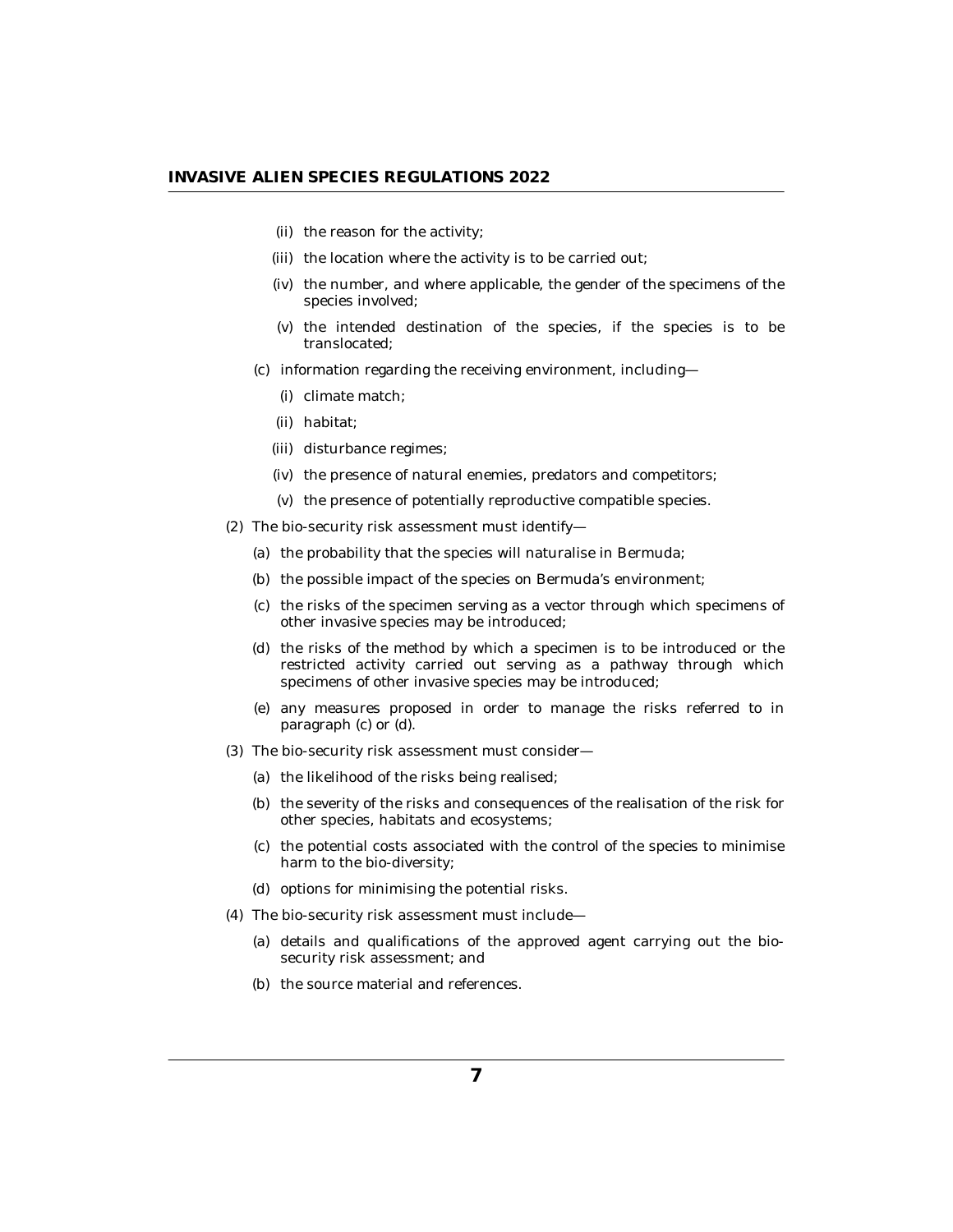(ii) the reason for the activity;

(iii) the location where the activity is to be carried out;

(iv) the number, and where applicable, the gender of the specimens of the species involved;

(v) the intended destination of the species, if the species is to be translocated;

(c) information regarding the receiving environment, including—

(i) climate match;

(ii) habitat;

(iii) disturbance regimes;

(iv) the presence of natural enemies, predators and competitors;

(v) the presence of potentially reproductive compatible species.

(2) The bio-security risk assessment must identify—

(a) the probability that the species will naturalise in Bermuda;

(b) the possible impact of the species on Bermuda's environment;

(c) the risks of the specimen serving as a vector through which specimens of other invasive species may be introduced;

(d) the risks of the method by which a specimen is to be introduced or the restricted activity carried out serving as a pathway through which specimens of other invasive species may be introduced;

(e) any measures proposed in order to manage the risks referred to in paragraph (c) or (d).

(3) The bio-security risk assessment must consider—

(a) the likelihood of the risks being realised;

(b) the severity of the risks and consequences of the realisation of the risk for other species, habitats and ecosystems;

(c) the potential costs associated with the control of the species to minimise harm to the bio-diversity;

(d) options for minimising the potential risks.

(4) The bio-security risk assessment must include—

(a) details and qualifications of the approved agent carrying out the bio-security risk assessment; and

(b) the source material and references.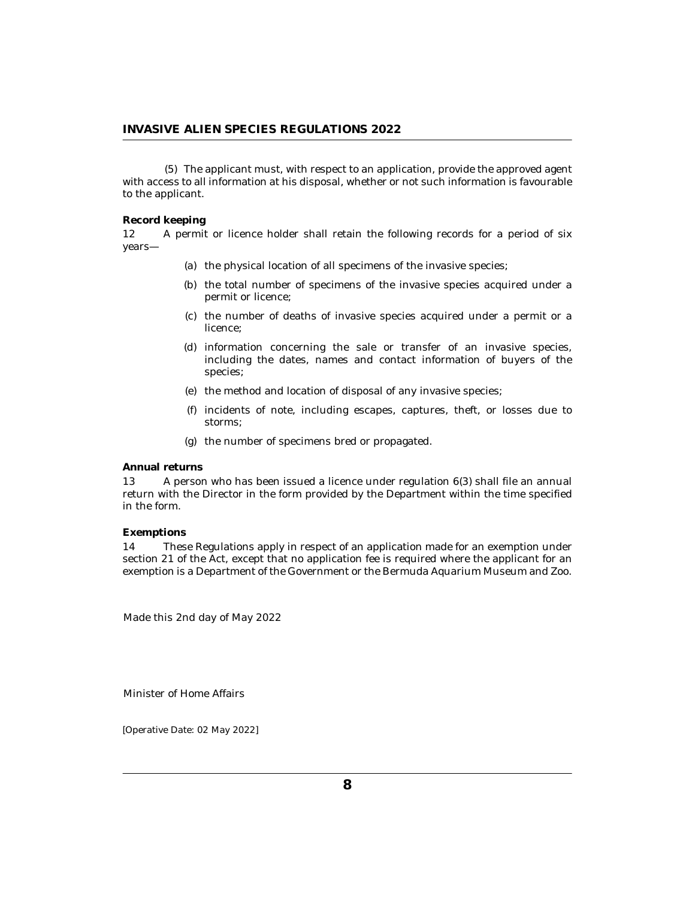(5) The applicant must, with respect to an application, provide the approved agent with access to all information at his disposal, whether or not such information is favourable to the applicant.

**Record keeping**

12 A permit or licence holder shall retain the following records for a period of six years—

(a) the physical location of all specimens of the invasive species;

(b) the total number of specimens of the invasive species acquired under a permit or licence;

(c) the number of deaths of invasive species acquired under a permit or a licence;

(d) information concerning the sale or transfer of an invasive species, including the dates, names and contact information of buyers of the species;

(e) the method and location of disposal of any invasive species;

(f) incidents of note, including escapes, captures, theft, or losses due to storms;

(g) the number of specimens bred or propagated.

**Annual returns**

13 A person who has been issued a licence under regulation 6(3) shall file an annual return with the Director in the form provided by the Department within the time specified in the form.

**Exemptions**

14 These Regulations apply in respect of an application made for an exemption under section 21 of the Act, except that no application fee is required where the applicant for an exemption is a Department of the Government or the Bermuda Aquarium Museum and Zoo.

Made this 2nd day of May 2022

Minister of Home Affairs

[Operative Date: 02 May 2022]